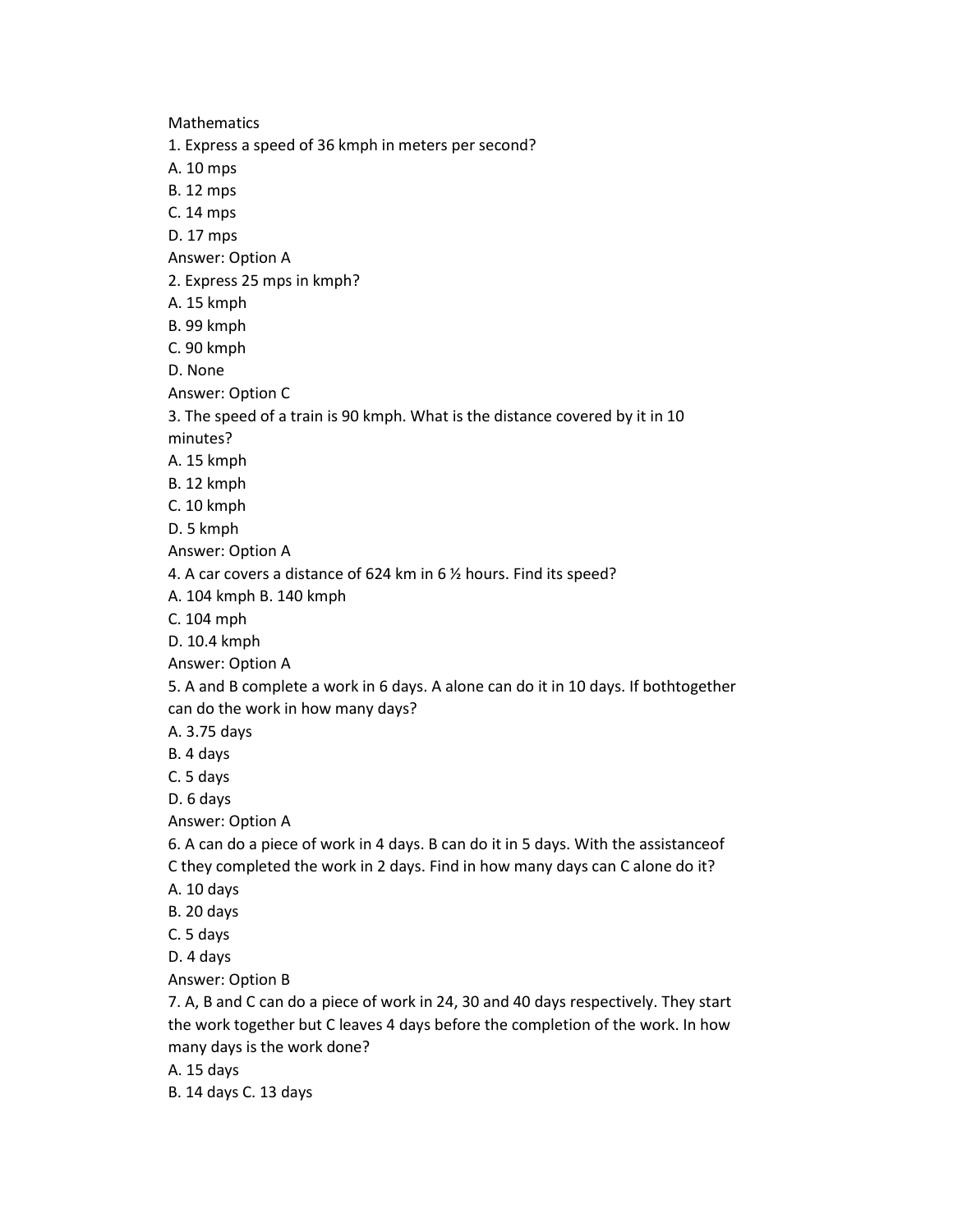Mathematics

1. Express a speed of 36 kmph in meters per second?

A. 10 mps

B. 12 mps

C. 14 mps

D. 17 mps

Answer: Option A

2. Express 25 mps in kmph?

A. 15 kmph

B. 99 kmph

C. 90 kmph

D. None

Answer: Option C

3. The speed of a train is 90 kmph. What is the distance covered by it in 10 minutes?

A. 15 kmph

B. 12 kmph

C. 10 kmph

D. 5 kmph

Answer: Option A

4. A car covers a distance of 624 km in 6 ½ hours. Find its speed?

A. 104 kmph B. 140 kmph

C. 104 mph

D. 10.4 kmph

Answer: Option A

5. A and B complete a work in 6 days. A alone can do it in 10 days. If bothtogether can do the work in how many days?

A. 3.75 days

B. 4 days

C. 5 days

D. 6 days

Answer: Option A

6. A can do a piece of work in 4 days. B can do it in 5 days. With the assistanceof C they completed the work in 2 days. Find in how many days can C alone do it?

A. 10 days

B. 20 days

C. 5 days

D. 4 days

Answer: Option B

7. A, B and C can do a piece of work in 24, 30 and 40 days respectively. They start the work together but C leaves 4 days before the completion of the work. In how many days is the work done?

A. 15 days

B. 14 days C. 13 days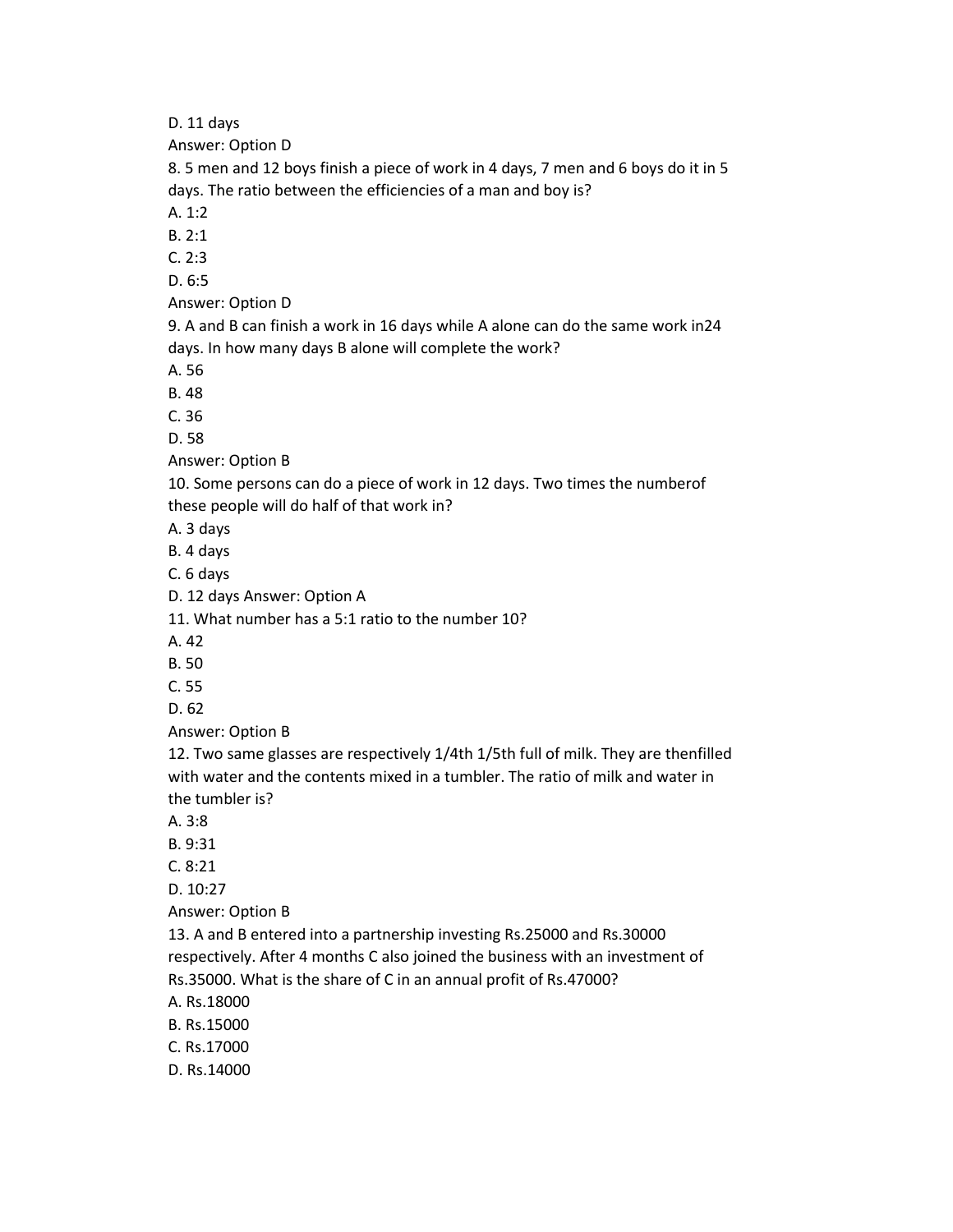D. 11 days

Answer: Option D

8. 5 men and 12 boys finish a piece of work in 4 days, 7 men and 6 boys do it in 5 days. The ratio between the efficiencies of a man and boy is?

A. 1:2

B. 2:1

C. 2:3

D. 6:5

Answer: Option D

9. A and B can finish a work in 16 days while A alone can do the same work in24 days. In how many days B alone will complete the work?

A. 56

B. 48

C. 36

D. 58

Answer: Option B

10. Some persons can do a piece of work in 12 days. Two times the numberof these people will do half of that work in?

A. 3 days

B. 4 days

C. 6 days

D. 12 days Answer: Option A

11. What number has a 5:1 ratio to the number 10?

A. 42

B. 50

C. 55

D. 62

Answer: Option B

12. Two same glasses are respectively 1/4th 1/5th full of milk. They are thenfilled with water and the contents mixed in a tumbler. The ratio of milk and water in the tumbler is?

A. 3:8

B. 9:31

C. 8:21

D. 10:27

Answer: Option B

13. A and B entered into a partnership investing Rs.25000 and Rs.30000 respectively. After 4 months C also joined the business with an investment of Rs.35000. What is the share of C in an annual profit of Rs.47000?

A. Rs.18000

B. Rs.15000

C. Rs.17000

D. Rs.14000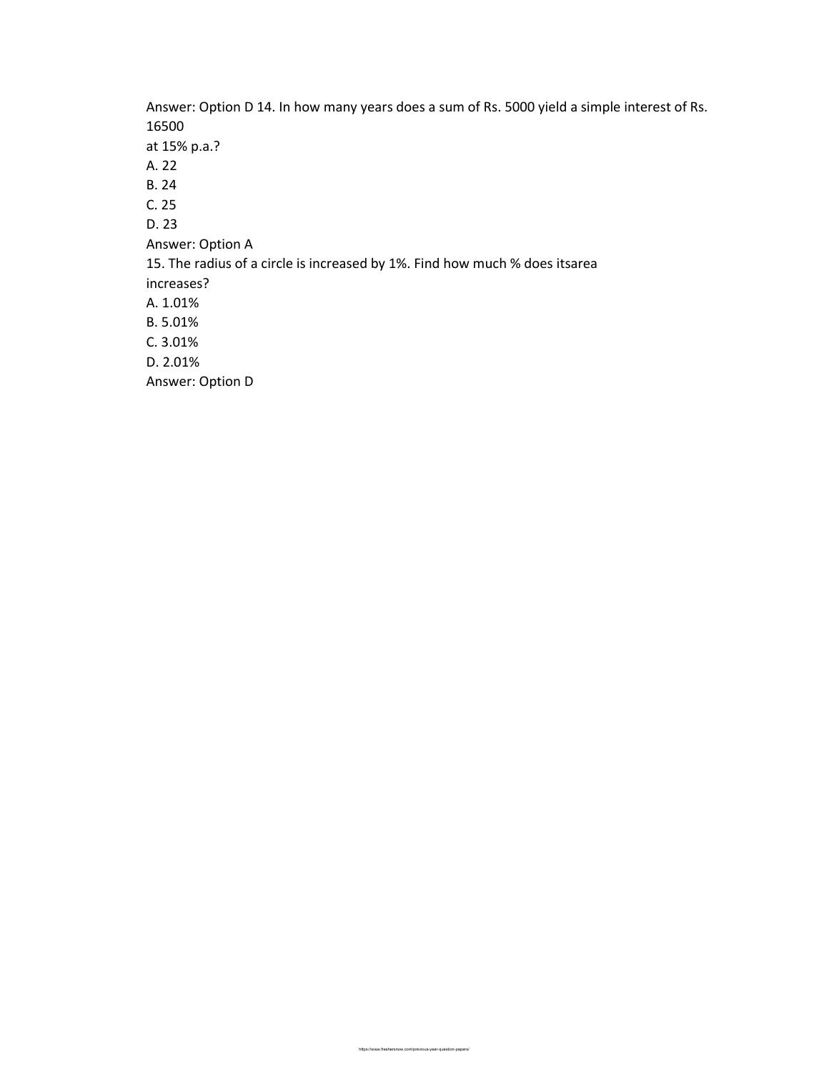Answer: Option D 14. In how many years does a sum of Rs. 5000 yield a simple interest of Rs. 16500
at 15% p.a.?

A. 22

B. 24

C. 25

D. 23

Answer: Option A

15. The radius of a circle is increased by 1%. Find how much % does itsarea increases?

A. 1.01%

B. 5.01%

C. 3.01%

D. 2.01%

Answer: Option D